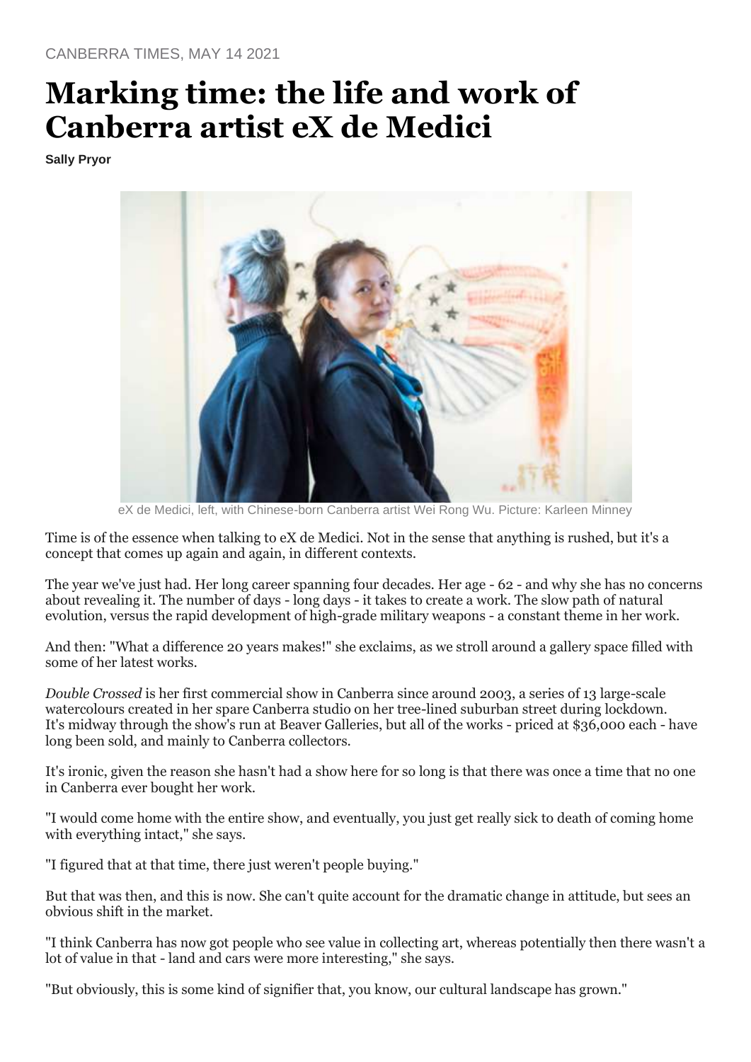CANBERRA TIMES, MAY 14 2021

# Marking time: the life and work of Canberra artist eX de Medici

**Sally Pryor**

eX de Medici, left, with Chinese-born Canberra artist Wei Rong Wu. Picture: Karleen Minney

Time is of the essence when talking to eX de Medici. Not in the sense that anything is rushed, but it's a concept that comes up again and again, in different contexts.

The year we've just had. Her long career spanning four decades. Her age - 62 - and why she has no concerns about revealing it. The number of days - long days - it takes to create a work. The slow path of natural evolution, versus the rapid development of high-grade military weapons - a constant theme in her work.

And then: "What a difference 20 years makes!" she exclaims, as we stroll around a gallery space filled with some of her latest works.

*Double Crossed* is her first commercial show in Canberra since around 2003, a series of 13 large-scale watercolours created in her spare Canberra studio on her tree-lined suburban street during lockdown. It's midway through the show's run at Beaver Galleries, but all of the works - priced at $36,000 each - have long been sold, and mainly to Canberra collectors.

It's ironic, given the reason she hasn't had a show here for so long is that there was once a time that no one in Canberra ever bought her work.

"I would come home with the entire show, and eventually, you just get really sick to death of coming home with everything intact," she says.

"I figured that at that time, there just weren't people buying."

But that was then, and this is now. She can't quite account for the dramatic change in attitude, but sees an obvious shift in the market.

"I think Canberra has now got people who see value in collecting art, whereas potentially then there wasn't a lot of value in that - land and cars were more interesting," she says.

"But obviously, this is some kind of signifier that, you know, our cultural landscape has grown."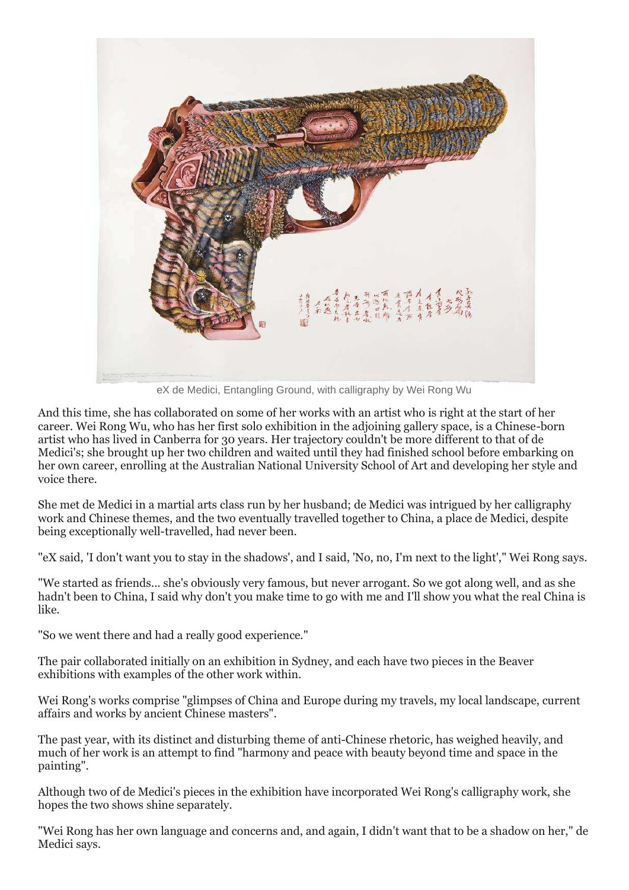eX de Medici, Entangling Ground, with calligraphy by Wei Rong Wu

And this time, she has collaborated on some of her works with an artist who is right at the start of her career. Wei Rong Wu, who has her first solo exhibition in the adjoining gallery space, is a Chinese-born artist who has lived in Canberra for 30 years. Her trajectory couldn't be more different to that of de Medici's; she brought up her two children and waited until they had finished school before embarking on her own career, enrolling at the Australian National University School of Art and developing her style and voice there.

She met de Medici in a martial arts class run by her husband; de Medici was intrigued by her calligraphy work and Chinese themes, and the two eventually travelled together to China, a place de Medici, despite being exceptionally well-travelled, had never been.

"eX said, 'I don't want you to stay in the shadows', and I said, 'No, no, I'm next to the light'," Wei Rong says.

"We started as friends... she's obviously very famous, but never arrogant. So we got along well, and as she hadn't been to China, I said why don't you make time to go with me and I'll show you what the real China is like.

"So we went there and had a really good experience."

The pair collaborated initially on an exhibition in Sydney, and each have two pieces in the Beaver exhibitions with examples of the other work within.

Wei Rong's works comprise "glimpses of China and Europe during my travels, my local landscape, current affairs and works by ancient Chinese masters".

The past year, with its distinct and disturbing theme of anti-Chinese rhetoric, has weighed heavily, and much of her work is an attempt to find "harmony and peace with beauty beyond time and space in the painting".

Although two of de Medici's pieces in the exhibition have incorporated Wei Rong's calligraphy work, she hopes the two shows shine separately.

"Wei Rong has her own language and concerns and, and again, I didn't want that to be a shadow on her," de Medici says.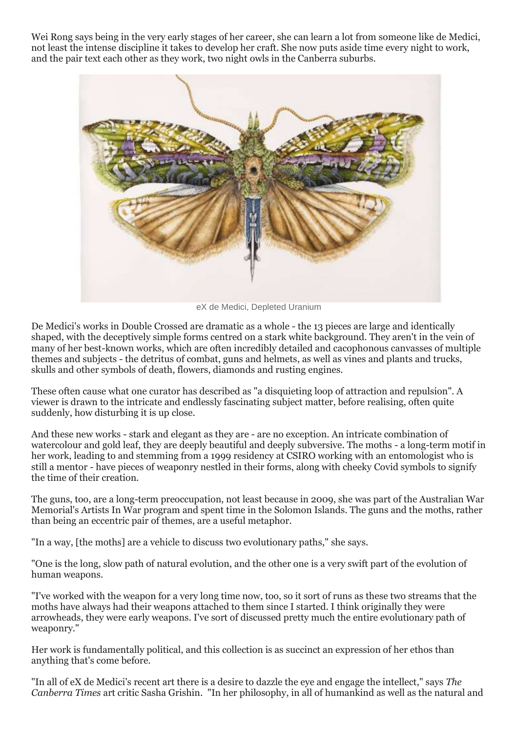Wei Rong says being in the very early stages of her career, she can learn a lot from someone like de Medici, not least the intense discipline it takes to develop her craft. She now puts aside time every night to work, and the pair text each other as they work, two night owls in the Canberra suburbs.

eX de Medici, Depleted Uranium

De Medici's works in Double Crossed are dramatic as a whole - the 13 pieces are large and identically shaped, with the deceptively simple forms centred on a stark white background. They aren't in the vein of many of her best-known works, which are often incredibly detailed and cacophonous canvasses of multiple themes and subjects - the detritus of combat, guns and helmets, as well as vines and plants and trucks, skulls and other symbols of death, flowers, diamonds and rusting engines.

These often cause what one curator has described as "a disquieting loop of attraction and repulsion". A viewer is drawn to the intricate and endlessly fascinating subject matter, before realising, often quite suddenly, how disturbing it is up close.

And these new works - stark and elegant as they are - are no exception. An intricate combination of watercolour and gold leaf, they are deeply beautiful and deeply subversive. The moths - a long-term motif in her work, leading to and stemming from a 1999 residency at CSIRO working with an entomologist who is still a mentor - have pieces of weaponry nestled in their forms, along with cheeky Covid symbols to signify the time of their creation.

The guns, too, are a long-term preoccupation, not least because in 2009, she was part of the Australian War Memorial's Artists In War program and spent time in the Solomon Islands. The guns and the moths, rather than being an eccentric pair of themes, are a useful metaphor.

"In a way, [the moths] are a vehicle to discuss two evolutionary paths," she says.

"One is the long, slow path of natural evolution, and the other one is a very swift part of the evolution of human weapons.

"I've worked with the weapon for a very long time now, too, so it sort of runs as these two streams that the moths have always had their weapons attached to them since I started. I think originally they were arrowheads, they were early weapons. I've sort of discussed pretty much the entire evolutionary path of weaponry."

Her work is fundamentally political, and this collection is as succinct an expression of her ethos than anything that's come before.

"In all of eX de Medici's recent art there is a desire to dazzle the eye and engage the intellect," says *The Canberra Times* art critic Sasha Grishin. "In her philosophy, in all of humankind as well as the natural and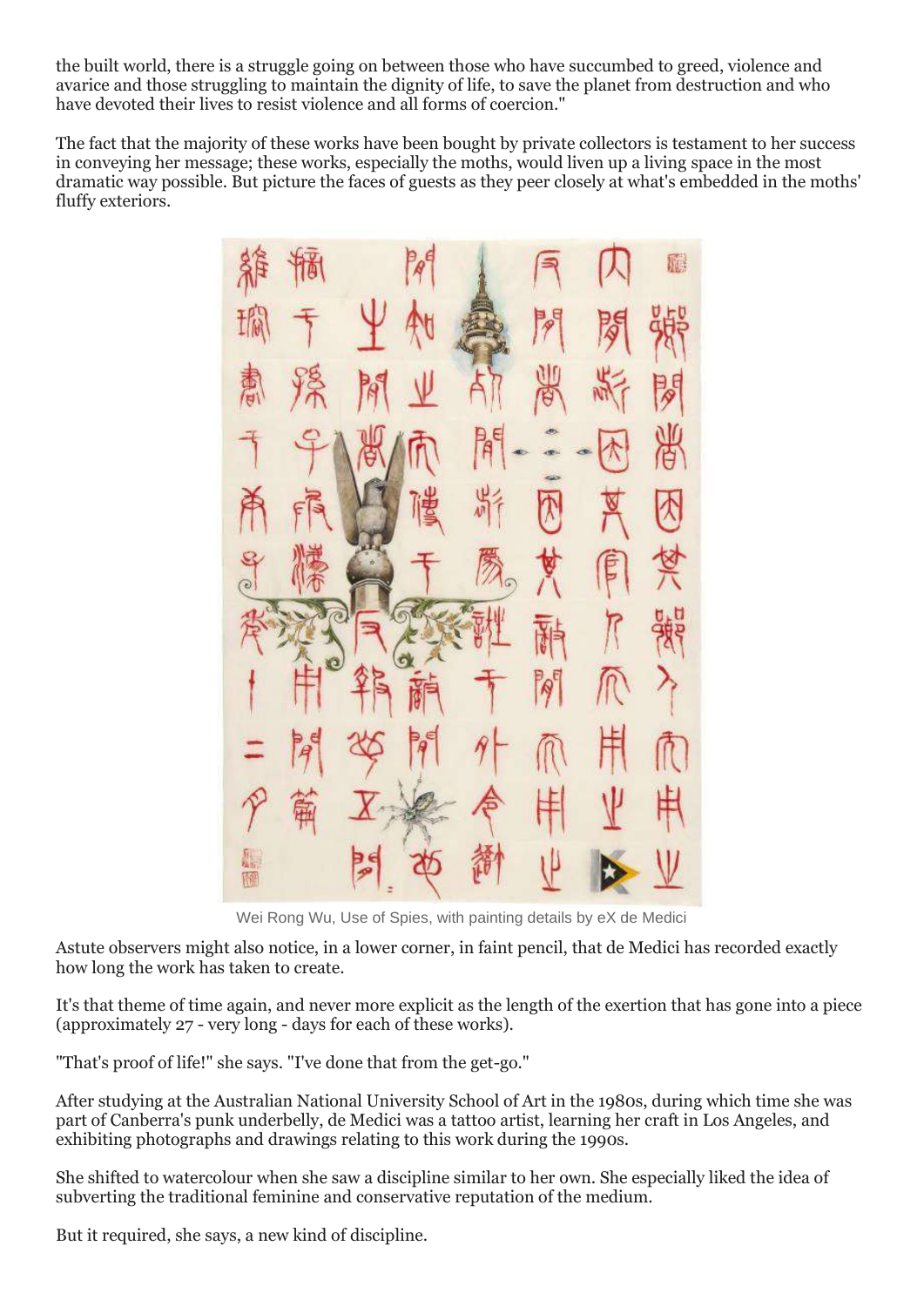the built world, there is a struggle going on between those who have succumbed to greed, violence and avarice and those struggling to maintain the dignity of life, to save the planet from destruction and who have devoted their lives to resist violence and all forms of coercion."

The fact that the majority of these works have been bought by private collectors is testament to her success in conveying her message; these works, especially the moths, would liven up a living space in the most dramatic way possible. But picture the faces of guests as they peer closely at what's embedded in the moths' fluffy exteriors.

Wei Rong Wu, Use of Spies, with painting details by eX de Medici

Astute observers might also notice, in a lower corner, in faint pencil, that de Medici has recorded exactly how long the work has taken to create.

It's that theme of time again, and never more explicit as the length of the exertion that has gone into a piece (approximately 27 - very long - days for each of these works).

"That's proof of life!" she says. "I've done that from the get-go."

After studying at the Australian National University School of Art in the 1980s, during which time she was part of Canberra's punk underbelly, de Medici was a tattoo artist, learning her craft in Los Angeles, and exhibiting photographs and drawings relating to this work during the 1990s.

She shifted to watercolour when she saw a discipline similar to her own. She especially liked the idea of subverting the traditional feminine and conservative reputation of the medium.

But it required, she says, a new kind of discipline.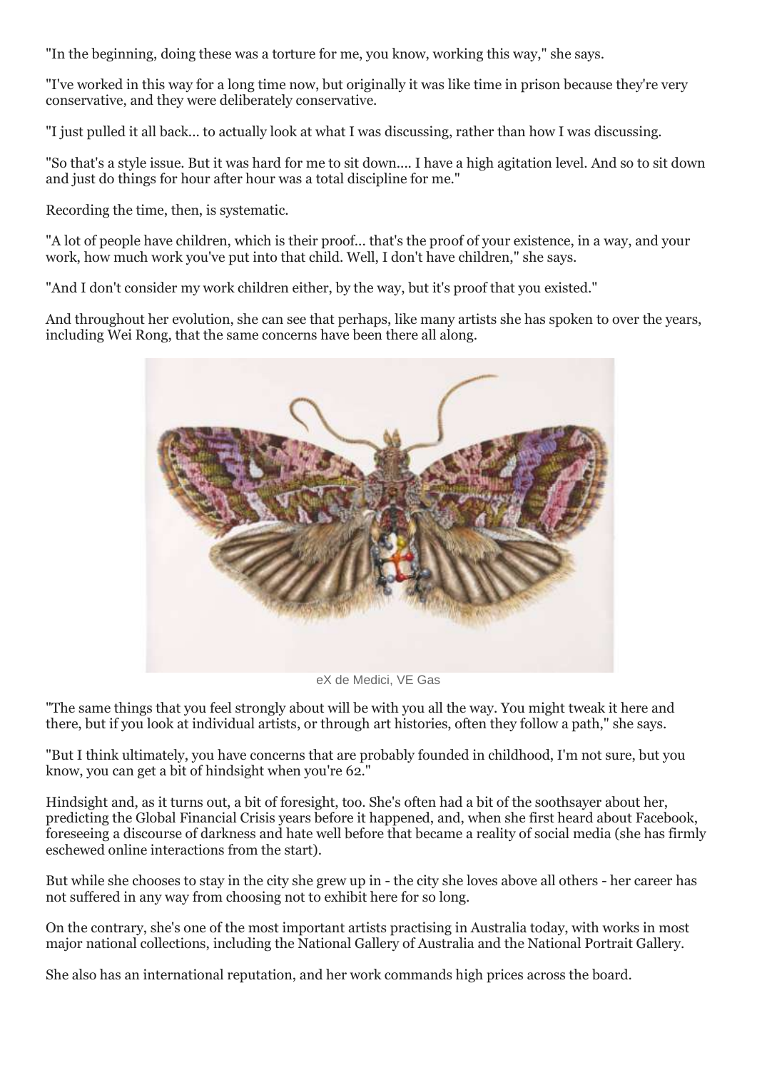"In the beginning, doing these was a torture for me, you know, working this way," she says.

"I've worked in this way for a long time now, but originally it was like time in prison because they're very conservative, and they were deliberately conservative.

"I just pulled it all back... to actually look at what I was discussing, rather than how I was discussing.

"So that's a style issue. But it was hard for me to sit down.... I have a high agitation level. And so to sit down and just do things for hour after hour was a total discipline for me."

Recording the time, then, is systematic.

"A lot of people have children, which is their proof... that's the proof of your existence, in a way, and your work, how much work you've put into that child. Well, I don't have children," she says.

"And I don't consider my work children either, by the way, but it's proof that you existed."

And throughout her evolution, she can see that perhaps, like many artists she has spoken to over the years, including Wei Rong, that the same concerns have been there all along.

eX de Medici, VE Gas

"The same things that you feel strongly about will be with you all the way. You might tweak it here and there, but if you look at individual artists, or through art histories, often they follow a path," she says.

"But I think ultimately, you have concerns that are probably founded in childhood, I'm not sure, but you know, you can get a bit of hindsight when you're 62."

Hindsight and, as it turns out, a bit of foresight, too. She's often had a bit of the soothsayer about her, predicting the Global Financial Crisis years before it happened, and, when she first heard about Facebook, foreseeing a discourse of darkness and hate well before that became a reality of social media (she has firmly eschewed online interactions from the start).

But while she chooses to stay in the city she grew up in - the city she loves above all others - her career has not suffered in any way from choosing not to exhibit here for so long.

On the contrary, she's one of the most important artists practising in Australia today, with works in most major national collections, including the National Gallery of Australia and the National Portrait Gallery.

She also has an international reputation, and her work commands high prices across the board.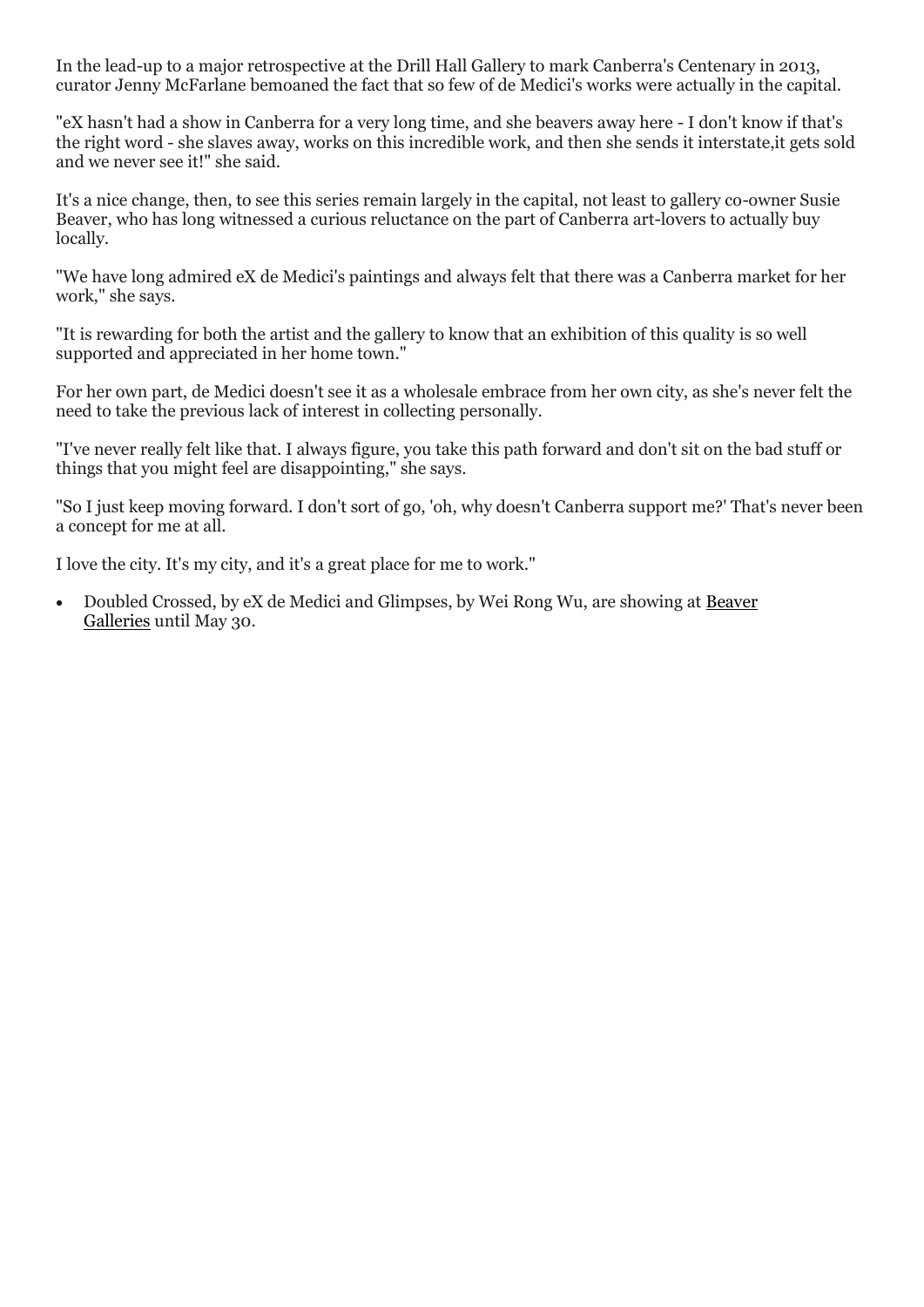In the lead-up to a major retrospective at the Drill Hall Gallery to mark Canberra's Centenary in 2013, curator Jenny McFarlane bemoaned the fact that so few of de Medici's works were actually in the capital.

"eX hasn't had a show in Canberra for a very long time, and she beavers away here - I don't know if that's the right word - she slaves away, works on this incredible work, and then she sends it interstate,it gets sold and we never see it!" she said.

It's a nice change, then, to see this series remain largely in the capital, not least to gallery co-owner Susie Beaver, who has long witnessed a curious reluctance on the part of Canberra art-lovers to actually buy locally.

"We have long admired eX de Medici's paintings and always felt that there was a Canberra market for her work," she says.

"It is rewarding for both the artist and the gallery to know that an exhibition of this quality is so well supported and appreciated in her home town."

For her own part, de Medici doesn't see it as a wholesale embrace from her own city, as she's never felt the need to take the previous lack of interest in collecting personally.

"I've never really felt like that. I always figure, you take this path forward and don't sit on the bad stuff or things that you might feel are disappointing," she says.

"So I just keep moving forward. I don't sort of go, 'oh, why doesn't Canberra support me?' That's never been a concept for me at all.

I love the city. It's my city, and it's a great place for me to work."

- Doubled Crossed, by eX de Medici and Glimpses, by Wei Rong Wu, are showing at Beaver Galleries until May 30.